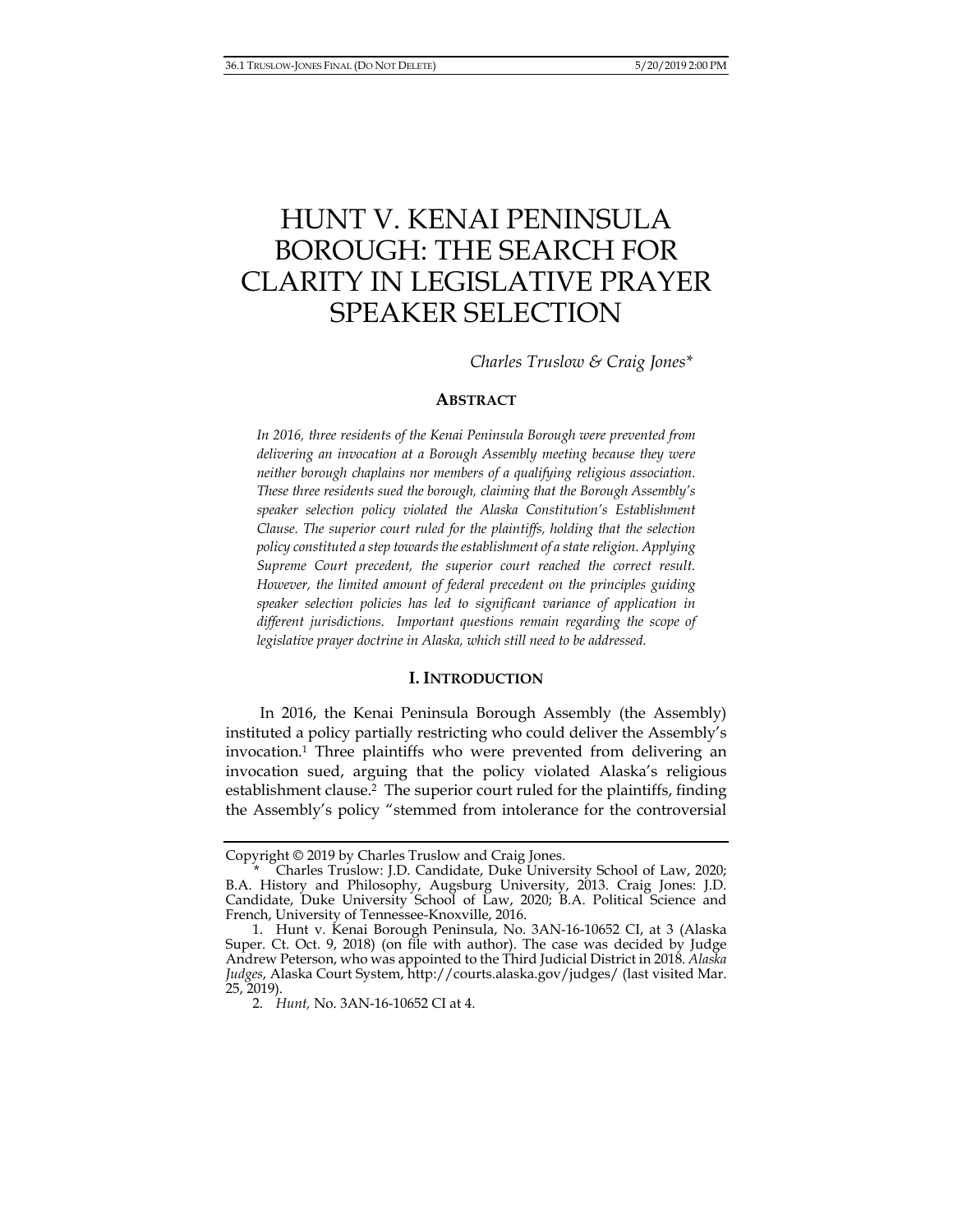# HUNT V. KENAI PENINSULA BOROUGH: THE SEARCH FOR CLARITY IN LEGISLATIVE PRAYER SPEAKER SELECTION

*Charles Truslow & Craig Jones\**

## ABSTRACT

*In 2016, three residents of the Kenai Peninsula Borough were prevented from delivering an invocation at a Borough Assembly meeting because they were neither borough chaplains nor members of a qualifying religious association. These three residents sued the borough, claiming that the Borough Assembly's speaker selection policy violated the Alaska Constitution's Establishment Clause. The superior court ruled for the plaintiffs, holding that the selection policy constituted a step towards the establishment of a state religion. Applying Supreme Court precedent, the superior court reached the correct result. However, the limited amount of federal precedent on the principles guiding speaker selection policies has led to significant variance of application in different jurisdictions. Important questions remain regarding the scope of legislative prayer doctrine in Alaska, which still need to be addressed.*

## I. INTRODUCTION

In 2016, the Kenai Peninsula Borough Assembly (the Assembly) instituted a policy partially restricting who could deliver the Assembly's invocation.[1] Three plaintiffs who were prevented from delivering an invocation sued, arguing that the policy violated Alaska's religious establishment clause.[2] The superior court ruled for the plaintiffs, finding the Assembly's policy "stemmed from intolerance for the controversial

---

Copyright © 2019 by Charles Truslow and Craig Jones.

\* Charles Truslow: J.D. Candidate, Duke University School of Law, 2020; B.A. History and Philosophy, Augsburg University, 2013. Craig Jones: J.D. Candidate, Duke University School of Law, 2020; B.A. Political Science and French, University of Tennessee-Knoxville, 2016.

1. Hunt v. Kenai Borough Peninsula, No. 3AN-16-10652 CI, at 3 (Alaska Super. Ct. Oct. 9, 2018) (on file with author). The case was decided by Judge Andrew Peterson, who was appointed to the Third Judicial District in 2018. *Alaska Judges*, Alaska Court System, http://courts.alaska.gov/judges/ (last visited Mar. 25, 2019).

2. *Hunt,* No. 3AN-16-10652 CI at 4.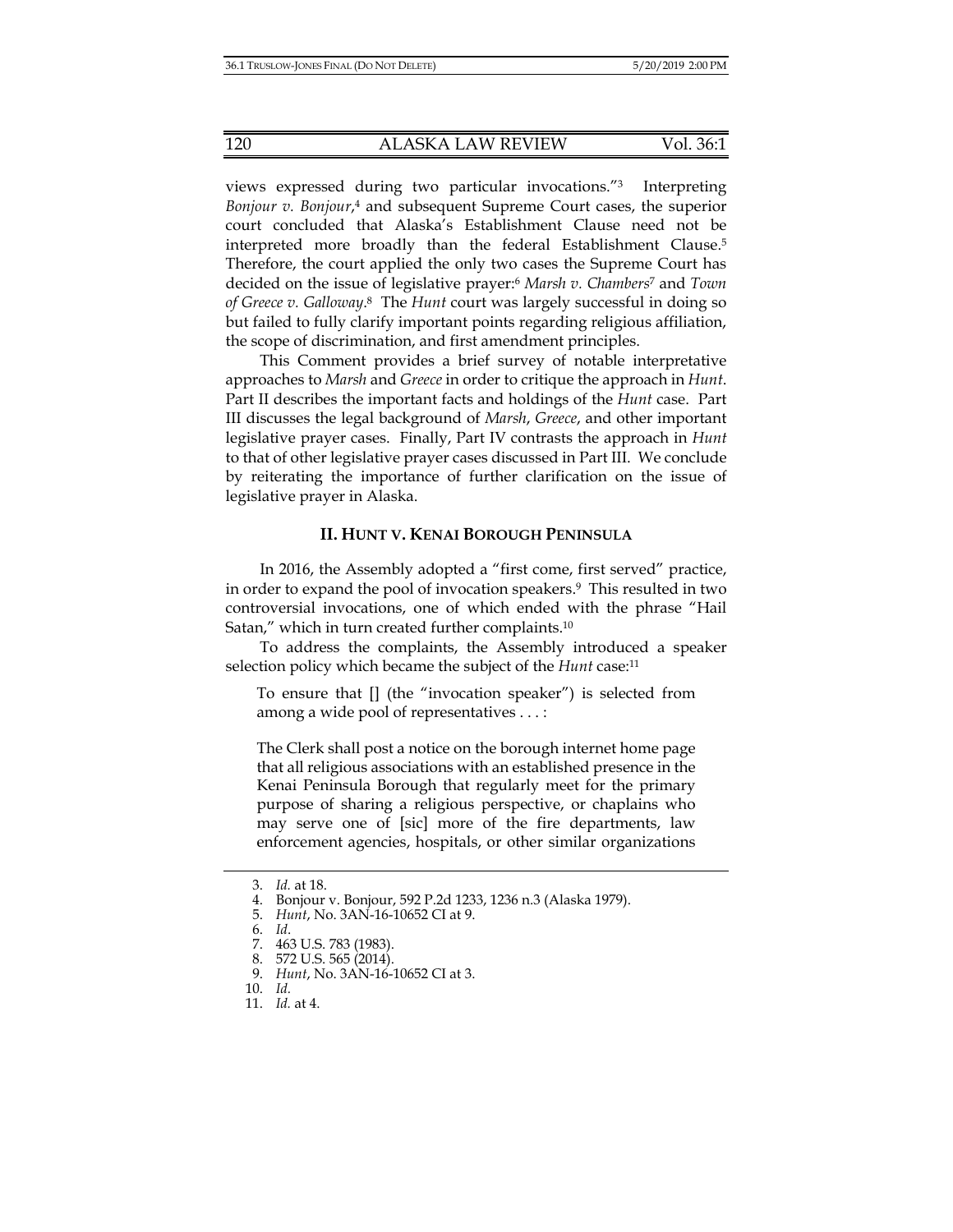views expressed during two particular invocations."[3] Interpreting *Bonjour v. Bonjour*,[4] and subsequent Supreme Court cases, the superior court concluded that Alaska's Establishment Clause need not be interpreted more broadly than the federal Establishment Clause.[5] Therefore, the court applied the only two cases the Supreme Court has decided on the issue of legislative prayer:[6] *Marsh v. Chambers*[7] and *Town of Greece v. Galloway*.[8] The *Hunt* court was largely successful in doing so but failed to fully clarify important points regarding religious affiliation, the scope of discrimination, and first amendment principles.

This Comment provides a brief survey of notable interpretative approaches to *Marsh* and *Greece* in order to critique the approach in *Hunt*. Part II describes the important facts and holdings of the *Hunt* case. Part III discusses the legal background of *Marsh*, *Greece*, and other important legislative prayer cases. Finally, Part IV contrasts the approach in *Hunt* to that of other legislative prayer cases discussed in Part III. We conclude by reiterating the importance of further clarification on the issue of legislative prayer in Alaska.

## II. HUNT V. KENAI BOROUGH PENINSULA

In 2016, the Assembly adopted a "first come, first served" practice, in order to expand the pool of invocation speakers.[9] This resulted in two controversial invocations, one of which ended with the phrase "Hail Satan," which in turn created further complaints.[10]

To address the complaints, the Assembly introduced a speaker selection policy which became the subject of the *Hunt* case:[11]

> To ensure that [] (the "invocation speaker") is selected from among a wide pool of representatives . . . :
>
> The Clerk shall post a notice on the borough internet home page that all religious associations with an established presence in the Kenai Peninsula Borough that regularly meet for the primary purpose of sharing a religious perspective, or chaplains who may serve one of [sic] more of the fire departments, law enforcement agencies, hospitals, or other similar organizations

---

3. *Id.* at 18.
4. Bonjour v. Bonjour, 592 P.2d 1233, 1236 n.3 (Alaska 1979).
5. *Hunt*, No. 3AN-16-10652 CI at 9.
6. *Id*.
7. 463 U.S. 783 (1983).
8. 572 U.S. 565 (2014).
9. *Hunt*, No. 3AN-16-10652 CI at 3.
10. *Id.*
11. *Id.* at 4.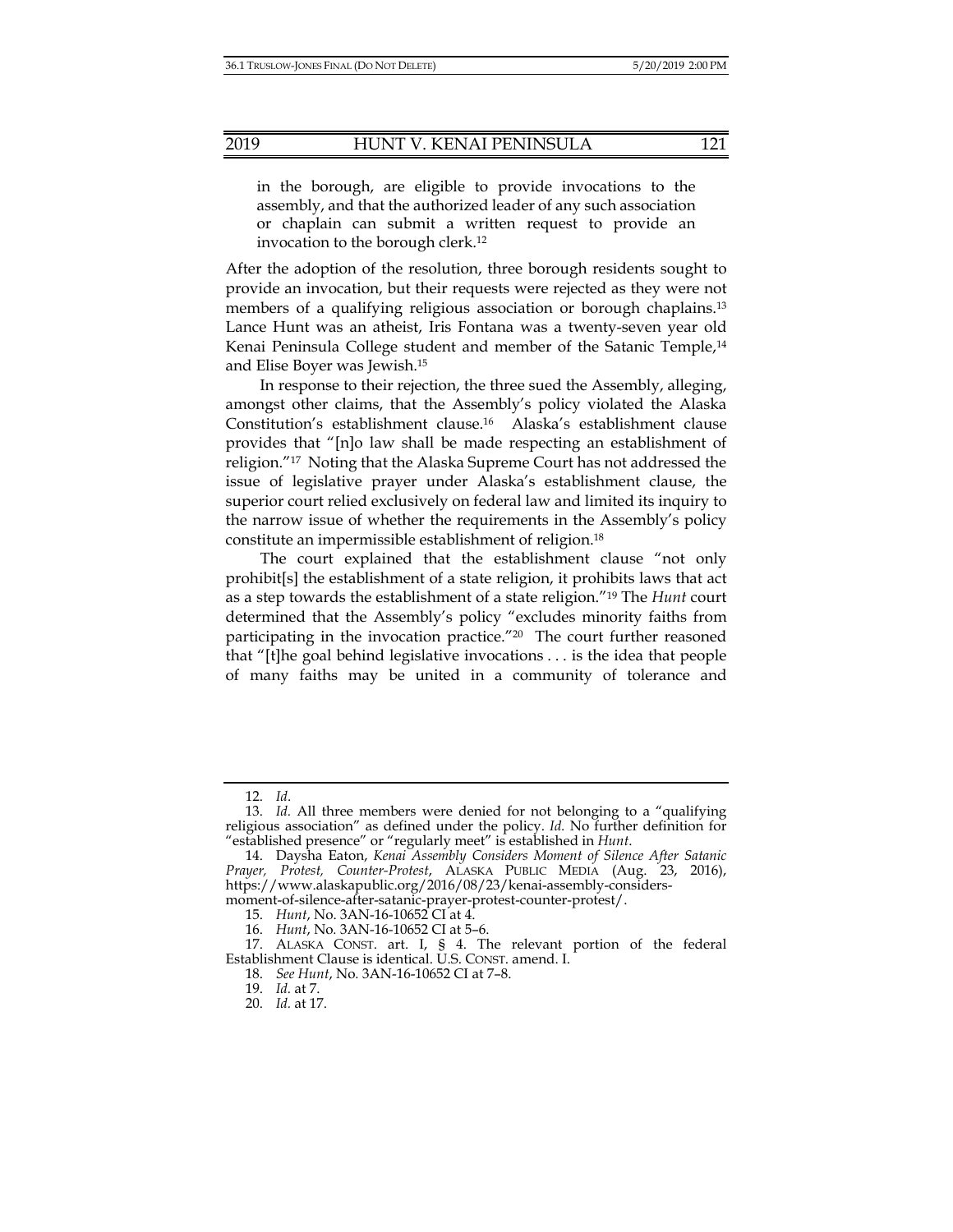in the borough, are eligible to provide invocations to the assembly, and that the authorized leader of any such association or chaplain can submit a written request to provide an invocation to the borough clerk.[12]

After the adoption of the resolution, three borough residents sought to provide an invocation, but their requests were rejected as they were not members of a qualifying religious association or borough chaplains.[13] Lance Hunt was an atheist, Iris Fontana was a twenty-seven year old Kenai Peninsula College student and member of the Satanic Temple,[14] and Elise Boyer was Jewish.[15]

In response to their rejection, the three sued the Assembly, alleging, amongst other claims, that the Assembly's policy violated the Alaska Constitution's establishment clause.[16] Alaska's establishment clause provides that "[n]o law shall be made respecting an establishment of religion."[17] Noting that the Alaska Supreme Court has not addressed the issue of legislative prayer under Alaska's establishment clause, the superior court relied exclusively on federal law and limited its inquiry to the narrow issue of whether the requirements in the Assembly's policy constitute an impermissible establishment of religion.[18]

The court explained that the establishment clause "not only prohibit[s] the establishment of a state religion, it prohibits laws that act as a step towards the establishment of a state religion."[19] The *Hunt* court determined that the Assembly's policy "excludes minority faiths from participating in the invocation practice."[20] The court further reasoned that "[t]he goal behind legislative invocations . . . is the idea that people of many faiths may be united in a community of tolerance and

---

12. *Id*.

13. *Id.* All three members were denied for not belonging to a "qualifying religious association" as defined under the policy. *Id.* No further definition for "established presence" or "regularly meet" is established in *Hunt*.

14. Daysha Eaton, *Kenai Assembly Considers Moment of Silence After Satanic Prayer, Protest, Counter-Protest*, ALASKA PUBLIC MEDIA (Aug. 23, 2016), https://www.alaskapublic.org/2016/08/23/kenai-assembly-considers-moment-of-silence-after-satanic-prayer-protest-counter-protest/.

15. *Hunt*, No. 3AN-16-10652 CI at 4.

16. *Hunt*, No. 3AN-16-10652 CI at 5–6.

17. ALASKA CONST. art. I, § 4. The relevant portion of the federal Establishment Clause is identical. U.S. CONST. amend. I.

18. *See Hunt*, No. 3AN-16-10652 CI at 7–8.

19. *Id.* at 7.

20. *Id.* at 17.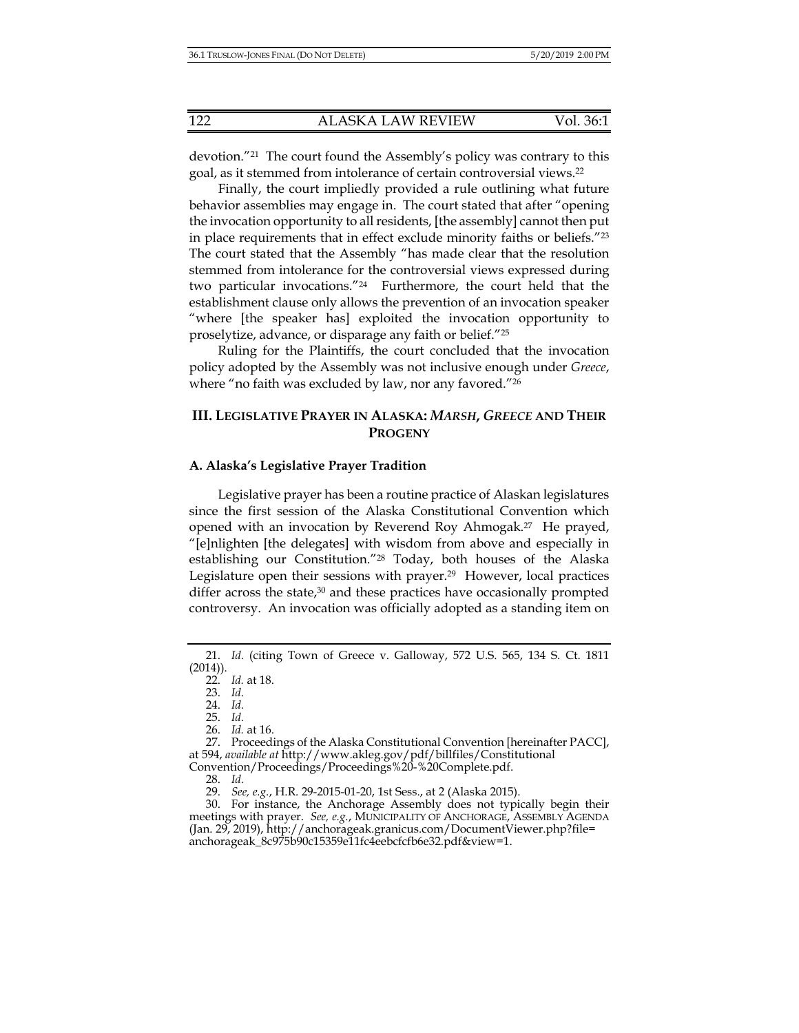devotion."[21] The court found the Assembly's policy was contrary to this goal, as it stemmed from intolerance of certain controversial views.[22]

Finally, the court impliedly provided a rule outlining what future behavior assemblies may engage in. The court stated that after "opening the invocation opportunity to all residents, [the assembly] cannot then put in place requirements that in effect exclude minority faiths or beliefs."[23] The court stated that the Assembly "has made clear that the resolution stemmed from intolerance for the controversial views expressed during two particular invocations."[24] Furthermore, the court held that the establishment clause only allows the prevention of an invocation speaker "where [the speaker has] exploited the invocation opportunity to proselytize, advance, or disparage any faith or belief."[25]

Ruling for the Plaintiffs, the court concluded that the invocation policy adopted by the Assembly was not inclusive enough under *Greece*, where "no faith was excluded by law, nor any favored."[26]

## III. LEGISLATIVE PRAYER IN ALASKA: *MARSH*, *GREECE* AND THEIR PROGENY

### A. Alaska's Legislative Prayer Tradition

Legislative prayer has been a routine practice of Alaskan legislatures since the first session of the Alaska Constitutional Convention which opened with an invocation by Reverend Roy Ahmogak.[27] He prayed, "[e]nlighten [the delegates] with wisdom from above and especially in establishing our Constitution."[28] Today, both houses of the Alaska Legislature open their sessions with prayer.[29] However, local practices differ across the state,[30] and these practices have occasionally prompted controversy. An invocation was officially adopted as a standing item on

---

21. *Id.* (citing Town of Greece v. Galloway, 572 U.S. 565, 134 S. Ct. 1811 (2014)).

22. *Id.* at 18.

23. *Id.*

24. *Id.*

25. *Id.*

26. *Id.* at 16.

27. Proceedings of the Alaska Constitutional Convention [hereinafter PACC], at 594, *available at* http://www.akleg.gov/pdf/billfiles/Constitutional Convention/Proceedings/Proceedings%20-%20Complete.pdf.

28. *Id.*

29. *See, e.g.*, H.R. 29-2015-01-20, 1st Sess., at 2 (Alaska 2015).

30. For instance, the Anchorage Assembly does not typically begin their meetings with prayer. *See, e.g.*, MUNICIPALITY OF ANCHORAGE, ASSEMBLY AGENDA (Jan. 29, 2019), http://anchorageak.granicus.com/DocumentViewer.php?file=anchorageak_8c975b90c15359e11fc4eebcfcfb6e32.pdf&view=1.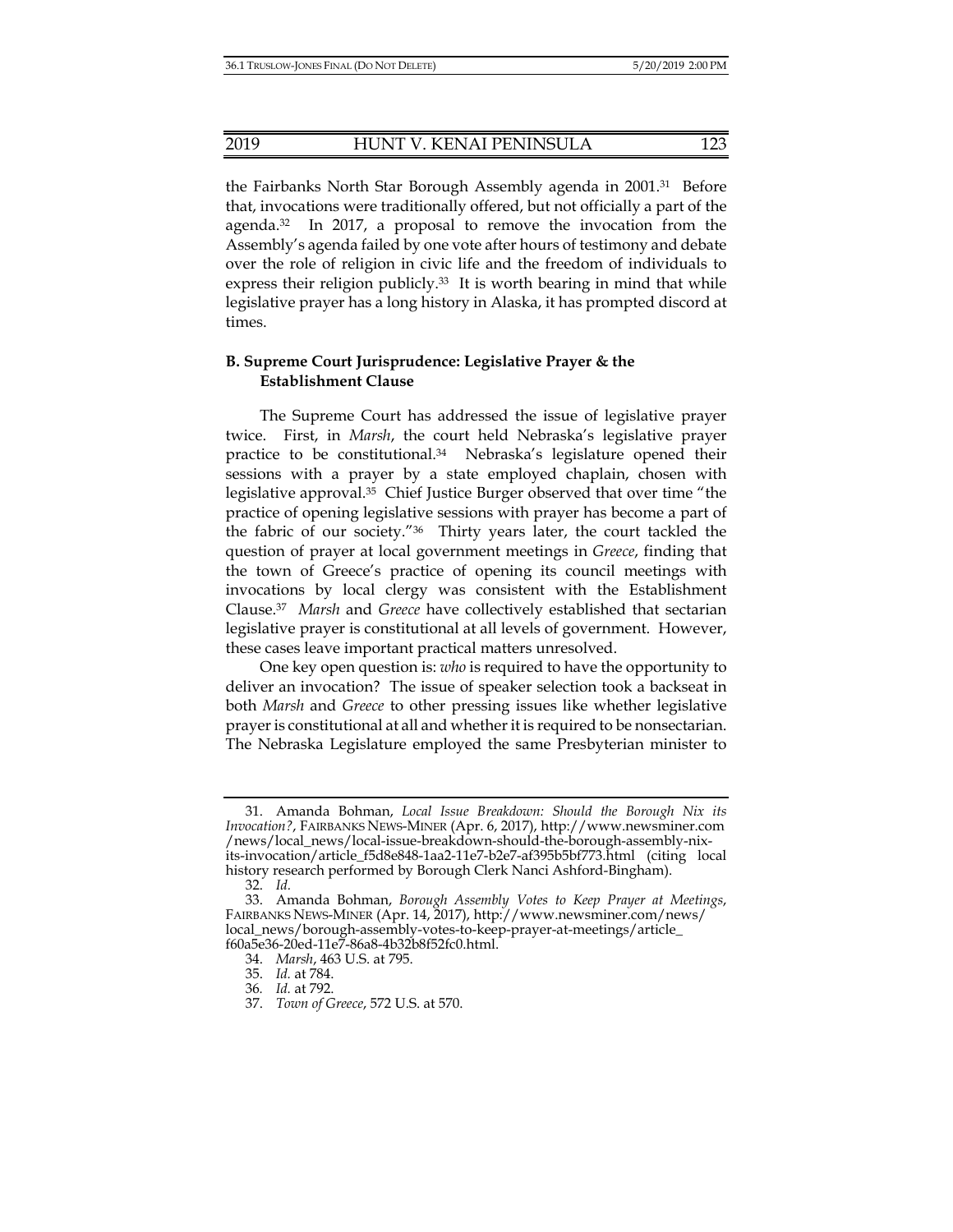the Fairbanks North Star Borough Assembly agenda in 2001.[31] Before that, invocations were traditionally offered, but not officially a part of the agenda.[32] In 2017, a proposal to remove the invocation from the Assembly's agenda failed by one vote after hours of testimony and debate over the role of religion in civic life and the freedom of individuals to express their religion publicly.[33] It is worth bearing in mind that while legislative prayer has a long history in Alaska, it has prompted discord at times.

### B. Supreme Court Jurisprudence: Legislative Prayer & the Establishment Clause

The Supreme Court has addressed the issue of legislative prayer twice. First, in *Marsh*, the court held Nebraska's legislative prayer practice to be constitutional.[34] Nebraska's legislature opened their sessions with a prayer by a state employed chaplain, chosen with legislative approval.[35] Chief Justice Burger observed that over time "the practice of opening legislative sessions with prayer has become a part of the fabric of our society."[36] Thirty years later, the court tackled the question of prayer at local government meetings in *Greece*, finding that the town of Greece's practice of opening its council meetings with invocations by local clergy was consistent with the Establishment Clause.[37] *Marsh* and *Greece* have collectively established that sectarian legislative prayer is constitutional at all levels of government. However, these cases leave important practical matters unresolved.

One key open question is: *who* is required to have the opportunity to deliver an invocation? The issue of speaker selection took a backseat in both *Marsh* and *Greece* to other pressing issues like whether legislative prayer is constitutional at all and whether it is required to be nonsectarian. The Nebraska Legislature employed the same Presbyterian minister to

---

31. Amanda Bohman, *Local Issue Breakdown: Should the Borough Nix its Invocation?*, FAIRBANKS NEWS-MINER (Apr. 6, 2017), http://www.newsminer.com/news/local_news/local-issue-breakdown-should-the-borough-assembly-nix-its-invocation/article_f5d8e848-1aa2-11e7-b2e7-af395b5bf773.html (citing local history research performed by Borough Clerk Nanci Ashford-Bingham).

32. *Id.*

33. Amanda Bohman, *Borough Assembly Votes to Keep Prayer at Meetings*, FAIRBANKS NEWS-MINER (Apr. 14, 2017), http://www.newsminer.com/news/local_news/borough-assembly-votes-to-keep-prayer-at-meetings/article_f60a5e36-20ed-11e7-86a8-4b32b8f52fc0.html.

34. *Marsh*, 463 U.S. at 795.

35. *Id.* at 784.

36. *Id.* at 792.

37. *Town of Greece*, 572 U.S. at 570.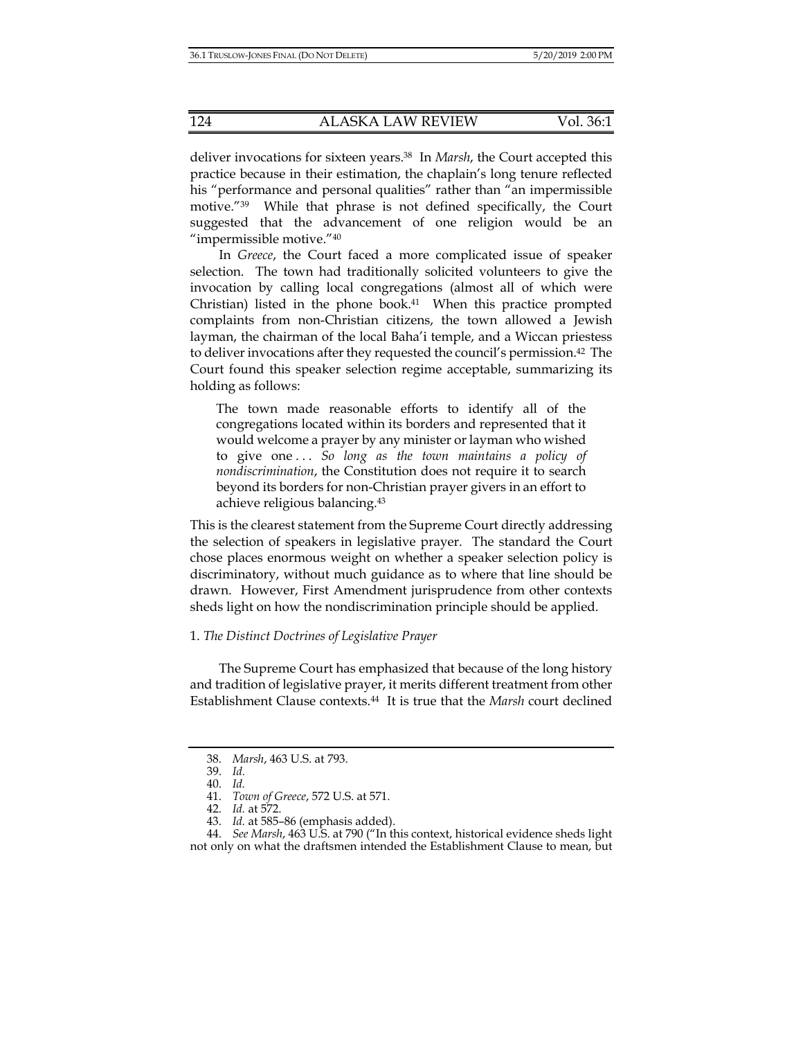deliver invocations for sixteen years.[38] In *Marsh*, the Court accepted this practice because in their estimation, the chaplain's long tenure reflected his "performance and personal qualities" rather than "an impermissible motive."[39] While that phrase is not defined specifically, the Court suggested that the advancement of one religion would be an "impermissible motive."[40]

In *Greece*, the Court faced a more complicated issue of speaker selection. The town had traditionally solicited volunteers to give the invocation by calling local congregations (almost all of which were Christian) listed in the phone book.[41] When this practice prompted complaints from non-Christian citizens, the town allowed a Jewish layman, the chairman of the local Baha'i temple, and a Wiccan priestess to deliver invocations after they requested the council's permission.[42] The Court found this speaker selection regime acceptable, summarizing its holding as follows:

> The town made reasonable efforts to identify all of the congregations located within its borders and represented that it would welcome a prayer by any minister or layman who wished to give one . . . *So long as the town maintains a policy of nondiscrimination*, the Constitution does not require it to search beyond its borders for non-Christian prayer givers in an effort to achieve religious balancing.[43]

This is the clearest statement from the Supreme Court directly addressing the selection of speakers in legislative prayer. The standard the Court chose places enormous weight on whether a speaker selection policy is discriminatory, without much guidance as to where that line should be drawn. However, First Amendment jurisprudence from other contexts sheds light on how the nondiscrimination principle should be applied.

### 1. *The Distinct Doctrines of Legislative Prayer*

The Supreme Court has emphasized that because of the long history and tradition of legislative prayer, it merits different treatment from other Establishment Clause contexts.[44] It is true that the *Marsh* court declined

---

38. *Marsh*, 463 U.S. at 793.
39. *Id.*
40. *Id.*
41. *Town of Greece*, 572 U.S. at 571.
42. *Id.* at 572.
43. *Id.* at 585–86 (emphasis added).
44. *See Marsh*, 463 U.S. at 790 ("In this context, historical evidence sheds light not only on what the draftsmen intended the Establishment Clause to mean, but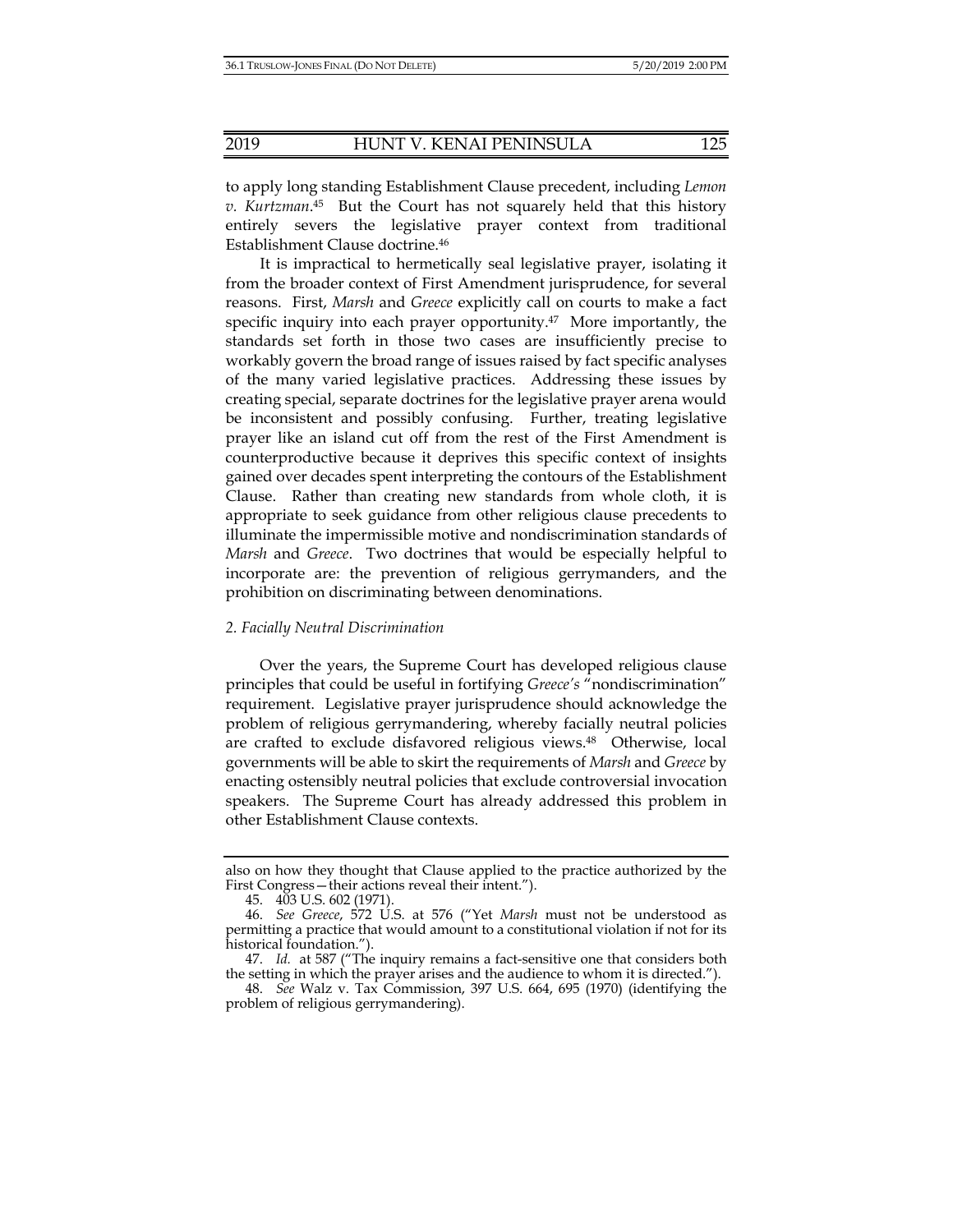to apply long standing Establishment Clause precedent, including *Lemon v. Kurtzman*.[45] But the Court has not squarely held that this history entirely severs the legislative prayer context from traditional Establishment Clause doctrine.[46]

It is impractical to hermetically seal legislative prayer, isolating it from the broader context of First Amendment jurisprudence, for several reasons. First, *Marsh* and *Greece* explicitly call on courts to make a fact specific inquiry into each prayer opportunity.[47] More importantly, the standards set forth in those two cases are insufficiently precise to workably govern the broad range of issues raised by fact specific analyses of the many varied legislative practices. Addressing these issues by creating special, separate doctrines for the legislative prayer arena would be inconsistent and possibly confusing. Further, treating legislative prayer like an island cut off from the rest of the First Amendment is counterproductive because it deprives this specific context of insights gained over decades spent interpreting the contours of the Establishment Clause. Rather than creating new standards from whole cloth, it is appropriate to seek guidance from other religious clause precedents to illuminate the impermissible motive and nondiscrimination standards of *Marsh* and *Greece*. Two doctrines that would be especially helpful to incorporate are: the prevention of religious gerrymanders, and the prohibition on discriminating between denominations.

### *2. Facially Neutral Discrimination*

Over the years, the Supreme Court has developed religious clause principles that could be useful in fortifying *Greece's* "nondiscrimination" requirement. Legislative prayer jurisprudence should acknowledge the problem of religious gerrymandering, whereby facially neutral policies are crafted to exclude disfavored religious views.[48] Otherwise, local governments will be able to skirt the requirements of *Marsh* and *Greece* by enacting ostensibly neutral policies that exclude controversial invocation speakers. The Supreme Court has already addressed this problem in other Establishment Clause contexts.

---

also on how they thought that Clause applied to the practice authorized by the First Congress—their actions reveal their intent.").

45. 403 U.S. 602 (1971).

46. *See Greece*, 572 U.S. at 576 ("Yet *Marsh* must not be understood as permitting a practice that would amount to a constitutional violation if not for its historical foundation.").

47. *Id.* at 587 ("The inquiry remains a fact-sensitive one that considers both the setting in which the prayer arises and the audience to whom it is directed.").

48. *See* Walz v. Tax Commission, 397 U.S. 664, 695 (1970) (identifying the problem of religious gerrymandering).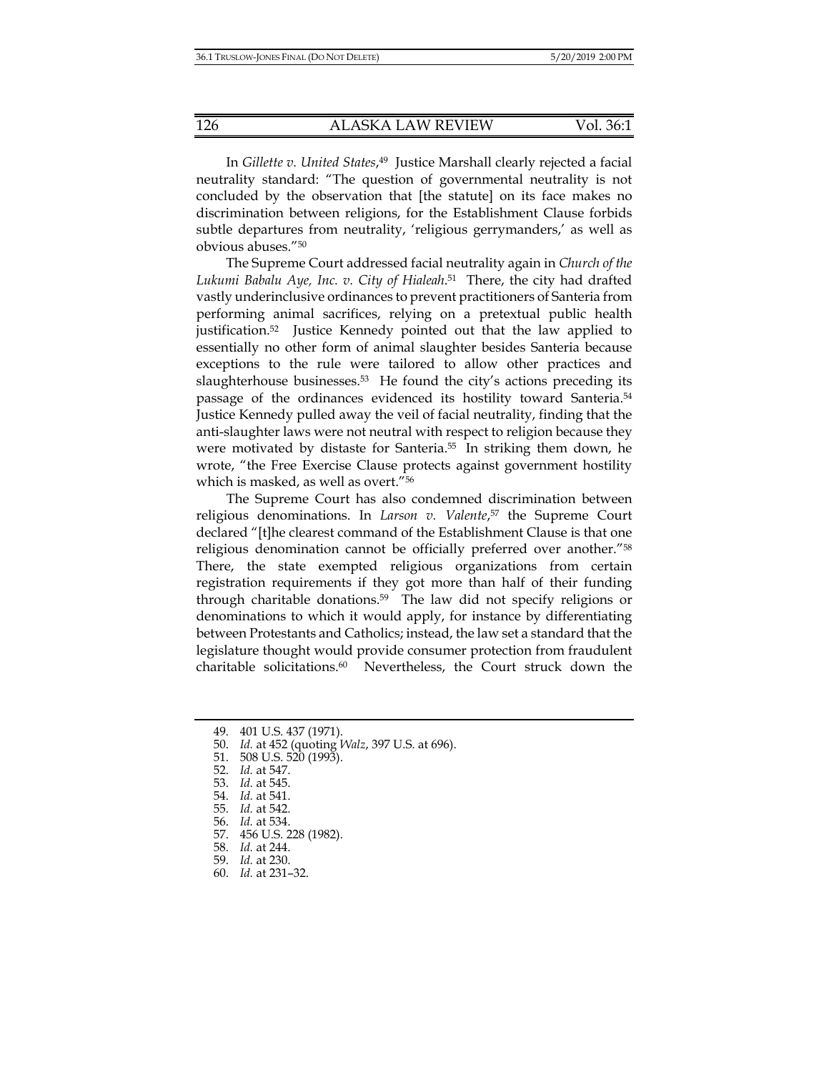In *Gillette v. United States*,[49] Justice Marshall clearly rejected a facial neutrality standard: "The question of governmental neutrality is not concluded by the observation that [the statute] on its face makes no discrimination between religions, for the Establishment Clause forbids subtle departures from neutrality, 'religious gerrymanders,' as well as obvious abuses."[50]

The Supreme Court addressed facial neutrality again in *Church of the Lukumi Babalu Aye, Inc. v. City of Hialeah*.[51] There, the city had drafted vastly underinclusive ordinances to prevent practitioners of Santeria from performing animal sacrifices, relying on a pretextual public health justification.[52] Justice Kennedy pointed out that the law applied to essentially no other form of animal slaughter besides Santeria because exceptions to the rule were tailored to allow other practices and slaughterhouse businesses.[53] He found the city's actions preceding its passage of the ordinances evidenced its hostility toward Santeria.[54] Justice Kennedy pulled away the veil of facial neutrality, finding that the anti-slaughter laws were not neutral with respect to religion because they were motivated by distaste for Santeria.[55] In striking them down, he wrote, "the Free Exercise Clause protects against government hostility which is masked, as well as overt."[56]

The Supreme Court has also condemned discrimination between religious denominations. In *Larson v. Valente*,[57] the Supreme Court declared "[t]he clearest command of the Establishment Clause is that one religious denomination cannot be officially preferred over another."[58] There, the state exempted religious organizations from certain registration requirements if they got more than half of their funding through charitable donations.[59] The law did not specify religions or denominations to which it would apply, for instance by differentiating between Protestants and Catholics; instead, the law set a standard that the legislature thought would provide consumer protection from fraudulent charitable solicitations.[60] Nevertheless, the Court struck down the

---

49. 401 U.S. 437 (1971).
50. *Id.* at 452 (quoting *Walz*, 397 U.S. at 696).
51. 508 U.S. 520 (1993).
52. *Id.* at 547.
53. *Id.* at 545.
54. *Id.* at 541.
55. *Id.* at 542.
56. *Id.* at 534.
57. 456 U.S. 228 (1982).
58. *Id.* at 244.
59. *Id.* at 230.
60. *Id.* at 231–32.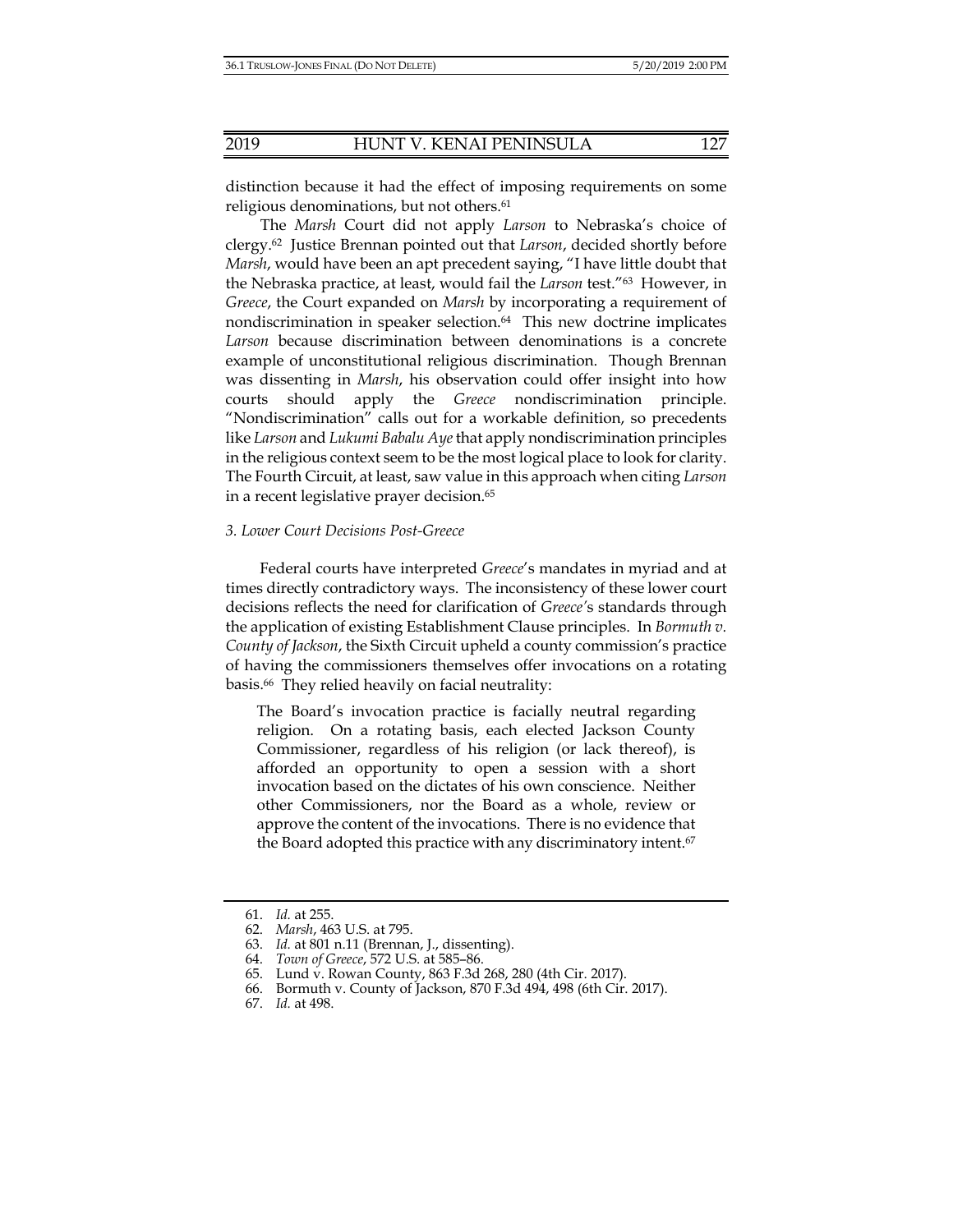distinction because it had the effect of imposing requirements on some religious denominations, but not others.[61]

The *Marsh* Court did not apply *Larson* to Nebraska's choice of clergy.[62] Justice Brennan pointed out that *Larson*, decided shortly before *Marsh*, would have been an apt precedent saying, "I have little doubt that the Nebraska practice, at least, would fail the *Larson* test."[63] However, in *Greece*, the Court expanded on *Marsh* by incorporating a requirement of nondiscrimination in speaker selection.[64] This new doctrine implicates *Larson* because discrimination between denominations is a concrete example of unconstitutional religious discrimination. Though Brennan was dissenting in *Marsh*, his observation could offer insight into how courts should apply the *Greece* nondiscrimination principle. "Nondiscrimination" calls out for a workable definition, so precedents like *Larson* and *Lukumi Babalu Aye* that apply nondiscrimination principles in the religious context seem to be the most logical place to look for clarity. The Fourth Circuit, at least, saw value in this approach when citing *Larson* in a recent legislative prayer decision.[65]

### *3. Lower Court Decisions Post-Greece*

Federal courts have interpreted *Greece*'s mandates in myriad and at times directly contradictory ways. The inconsistency of these lower court decisions reflects the need for clarification of *Greece*'s standards through the application of existing Establishment Clause principles. In *Bormuth v. County of Jackson*, the Sixth Circuit upheld a county commission's practice of having the commissioners themselves offer invocations on a rotating basis.[66] They relied heavily on facial neutrality:

> The Board's invocation practice is facially neutral regarding religion. On a rotating basis, each elected Jackson County Commissioner, regardless of his religion (or lack thereof), is afforded an opportunity to open a session with a short invocation based on the dictates of his own conscience. Neither other Commissioners, nor the Board as a whole, review or approve the content of the invocations. There is no evidence that the Board adopted this practice with any discriminatory intent.[67]

---

61. *Id.* at 255.
62. *Marsh*, 463 U.S. at 795.
63. *Id.* at 801 n.11 (Brennan, J., dissenting).
64. *Town of Greece*, 572 U.S. at 585–86.
65. Lund v. Rowan County, 863 F.3d 268, 280 (4th Cir. 2017).
66. Bormuth v. County of Jackson, 870 F.3d 494, 498 (6th Cir. 2017).
67. *Id.* at 498.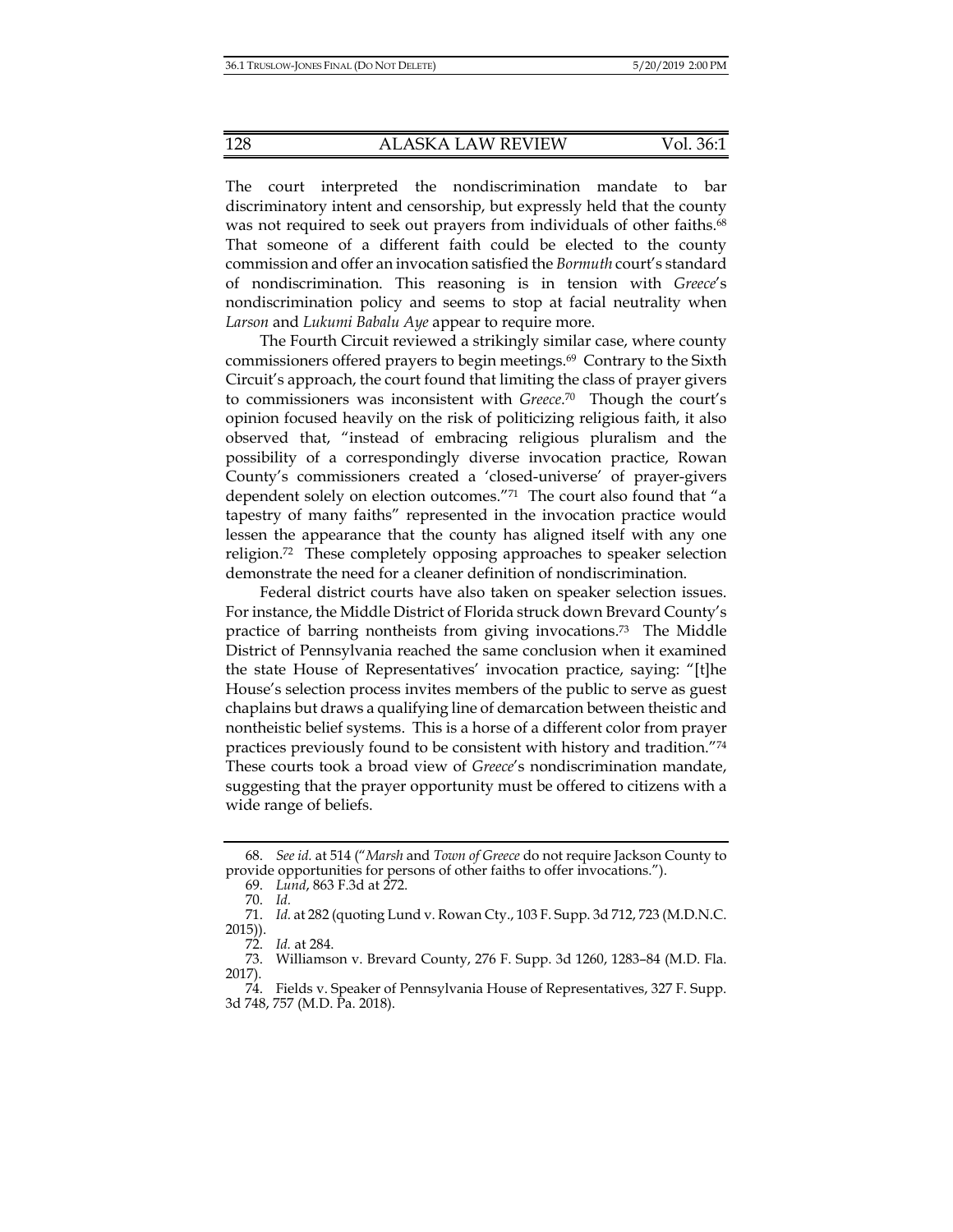The court interpreted the nondiscrimination mandate to bar discriminatory intent and censorship, but expressly held that the county was not required to seek out prayers from individuals of other faiths.[68] That someone of a different faith could be elected to the county commission and offer an invocation satisfied the *Bormuth* court's standard of nondiscrimination. This reasoning is in tension with *Greece*'s nondiscrimination policy and seems to stop at facial neutrality when *Larson* and *Lukumi Babalu Aye* appear to require more.

The Fourth Circuit reviewed a strikingly similar case, where county commissioners offered prayers to begin meetings.[69] Contrary to the Sixth Circuit's approach, the court found that limiting the class of prayer givers to commissioners was inconsistent with *Greece*.[70] Though the court's opinion focused heavily on the risk of politicizing religious faith, it also observed that, "instead of embracing religious pluralism and the possibility of a correspondingly diverse invocation practice, Rowan County's commissioners created a 'closed-universe' of prayer-givers dependent solely on election outcomes."[71] The court also found that "a tapestry of many faiths" represented in the invocation practice would lessen the appearance that the county has aligned itself with any one religion.[72] These completely opposing approaches to speaker selection demonstrate the need for a cleaner definition of nondiscrimination.

Federal district courts have also taken on speaker selection issues. For instance, the Middle District of Florida struck down Brevard County's practice of barring nontheists from giving invocations.[73] The Middle District of Pennsylvania reached the same conclusion when it examined the state House of Representatives' invocation practice, saying: "[t]he House's selection process invites members of the public to serve as guest chaplains but draws a qualifying line of demarcation between theistic and nontheistic belief systems. This is a horse of a different color from prayer practices previously found to be consistent with history and tradition."[74] These courts took a broad view of *Greece*'s nondiscrimination mandate, suggesting that the prayer opportunity must be offered to citizens with a wide range of beliefs.

---

68. *See id.* at 514 ("*Marsh* and *Town of Greece* do not require Jackson County to provide opportunities for persons of other faiths to offer invocations.").

69. *Lund*, 863 F.3d at 272.

70. *Id.*

71. *Id.* at 282 (quoting Lund v. Rowan Cty., 103 F. Supp. 3d 712, 723 (M.D.N.C. 2015)).

72. *Id.* at 284.

73. Williamson v. Brevard County, 276 F. Supp. 3d 1260, 1283–84 (M.D. Fla. 2017).

74. Fields v. Speaker of Pennsylvania House of Representatives, 327 F. Supp. 3d 748, 757 (M.D. Pa. 2018).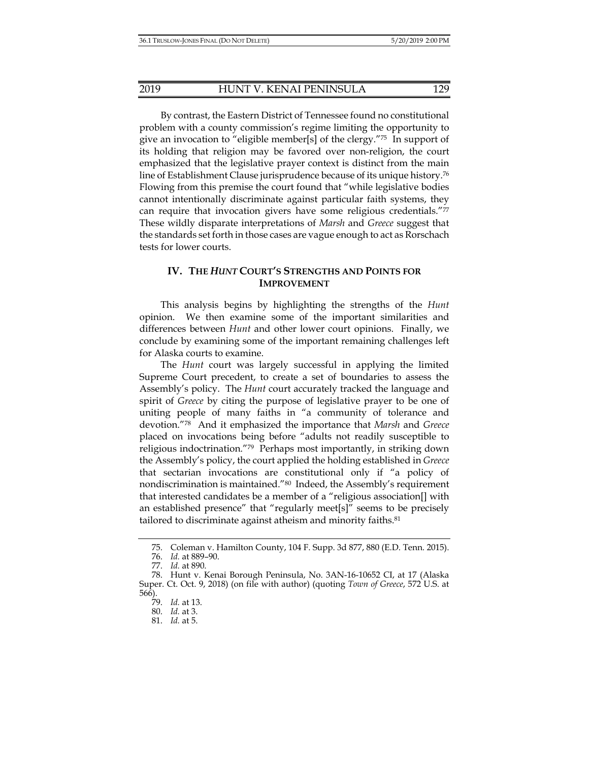By contrast, the Eastern District of Tennessee found no constitutional problem with a county commission's regime limiting the opportunity to give an invocation to "eligible member[s] of the clergy."[75] In support of its holding that religion may be favored over non-religion, the court emphasized that the legislative prayer context is distinct from the main line of Establishment Clause jurisprudence because of its unique history.[76] Flowing from this premise the court found that "while legislative bodies cannot intentionally discriminate against particular faith systems, they can require that invocation givers have some religious credentials."[77] These wildly disparate interpretations of *Marsh* and *Greece* suggest that the standards set forth in those cases are vague enough to act as Rorschach tests for lower courts.

## IV. THE *HUNT* COURT'S STRENGTHS AND POINTS FOR IMPROVEMENT

This analysis begins by highlighting the strengths of the *Hunt* opinion. We then examine some of the important similarities and differences between *Hunt* and other lower court opinions. Finally, we conclude by examining some of the important remaining challenges left for Alaska courts to examine.

The *Hunt* court was largely successful in applying the limited Supreme Court precedent, to create a set of boundaries to assess the Assembly's policy. The *Hunt* court accurately tracked the language and spirit of *Greece* by citing the purpose of legislative prayer to be one of uniting people of many faiths in "a community of tolerance and devotion."[78] And it emphasized the importance that *Marsh* and *Greece* placed on invocations being before "adults not readily susceptible to religious indoctrination."[79] Perhaps most importantly, in striking down the Assembly's policy, the court applied the holding established in *Greece* that sectarian invocations are constitutional only if "a policy of nondiscrimination is maintained."[80] Indeed, the Assembly's requirement that interested candidates be a member of a "religious association[] with an established presence" that "regularly meet[s]" seems to be precisely tailored to discriminate against atheism and minority faiths.[81]

---

75. Coleman v. Hamilton County, 104 F. Supp. 3d 877, 880 (E.D. Tenn. 2015).

76. *Id.* at 889–90.

77. *Id.* at 890.

78. Hunt v. Kenai Borough Peninsula, No. 3AN-16-10652 CI, at 17 (Alaska Super. Ct. Oct. 9, 2018) (on file with author) (quoting *Town of Greece*, 572 U.S. at 566).

79. *Id.* at 13.

80. *Id.* at 3.

81. *Id.* at 5.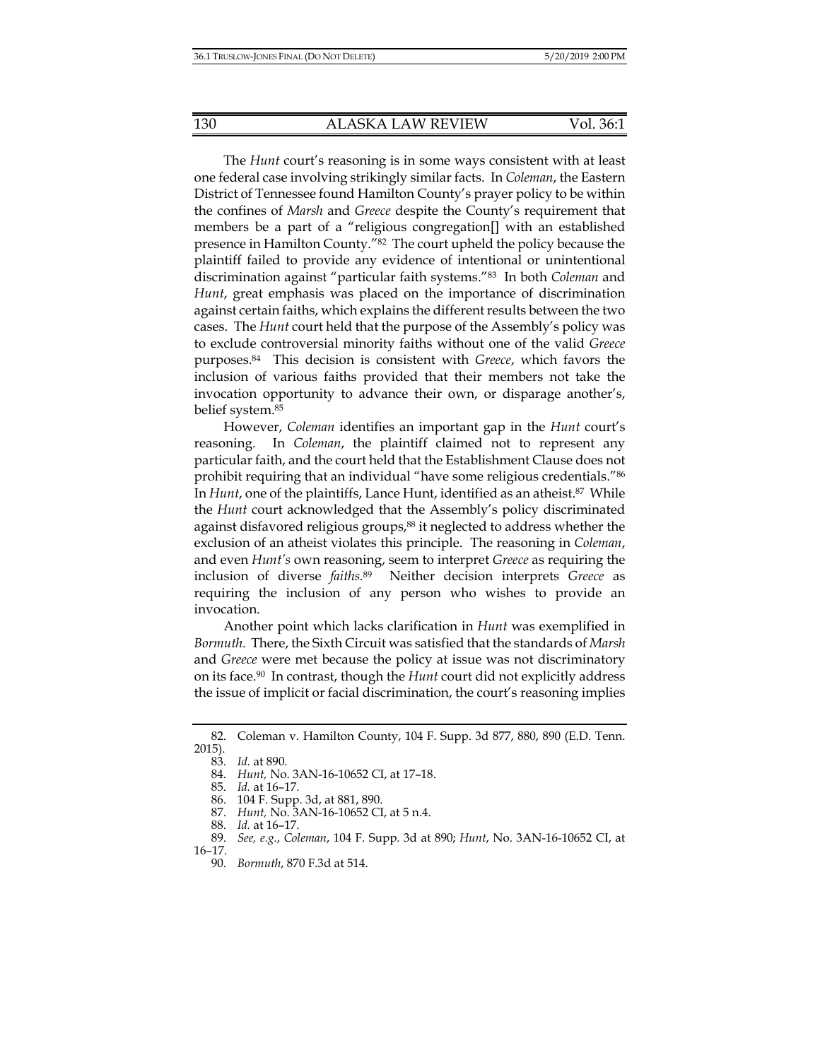The *Hunt* court's reasoning is in some ways consistent with at least one federal case involving strikingly similar facts. In *Coleman*, the Eastern District of Tennessee found Hamilton County's prayer policy to be within the confines of *Marsh* and *Greece* despite the County's requirement that members be a part of a "religious congregation[] with an established presence in Hamilton County."[82] The court upheld the policy because the plaintiff failed to provide any evidence of intentional or unintentional discrimination against "particular faith systems."[83] In both *Coleman* and *Hunt*, great emphasis was placed on the importance of discrimination against certain faiths, which explains the different results between the two cases. The *Hunt* court held that the purpose of the Assembly's policy was to exclude controversial minority faiths without one of the valid *Greece* purposes.[84] This decision is consistent with *Greece*, which favors the inclusion of various faiths provided that their members not take the invocation opportunity to advance their own, or disparage another's, belief system.[85]

However, *Coleman* identifies an important gap in the *Hunt* court's reasoning. In *Coleman*, the plaintiff claimed not to represent any particular faith, and the court held that the Establishment Clause does not prohibit requiring that an individual "have some religious credentials."[86] In *Hunt*, one of the plaintiffs, Lance Hunt, identified as an atheist.[87] While the *Hunt* court acknowledged that the Assembly's policy discriminated against disfavored religious groups,[88] it neglected to address whether the exclusion of an atheist violates this principle. The reasoning in *Coleman*, and even *Hunt's* own reasoning, seem to interpret *Greece* as requiring the inclusion of diverse *faiths*.[89] Neither decision interprets *Greece* as requiring the inclusion of any person who wishes to provide an invocation.

Another point which lacks clarification in *Hunt* was exemplified in *Bormuth*. There, the Sixth Circuit was satisfied that the standards of *Marsh* and *Greece* were met because the policy at issue was not discriminatory on its face.[90] In contrast, though the *Hunt* court did not explicitly address the issue of implicit or facial discrimination, the court's reasoning implies

---

82. Coleman v. Hamilton County, 104 F. Supp. 3d 877, 880, 890 (E.D. Tenn. 2015).

83. *Id.* at 890.

84. *Hunt,* No. 3AN-16-10652 CI, at 17–18.

85. *Id.* at 16–17.

86. 104 F. Supp. 3d, at 881, 890.

87. *Hunt,* No. 3AN-16-10652 CI, at 5 n.4.

88. *Id.* at 16–17.

89. *See, e.g.*, *Coleman*, 104 F. Supp. 3d at 890; *Hunt*, No. 3AN-16-10652 CI, at 16–17.

90. *Bormuth*, 870 F.3d at 514.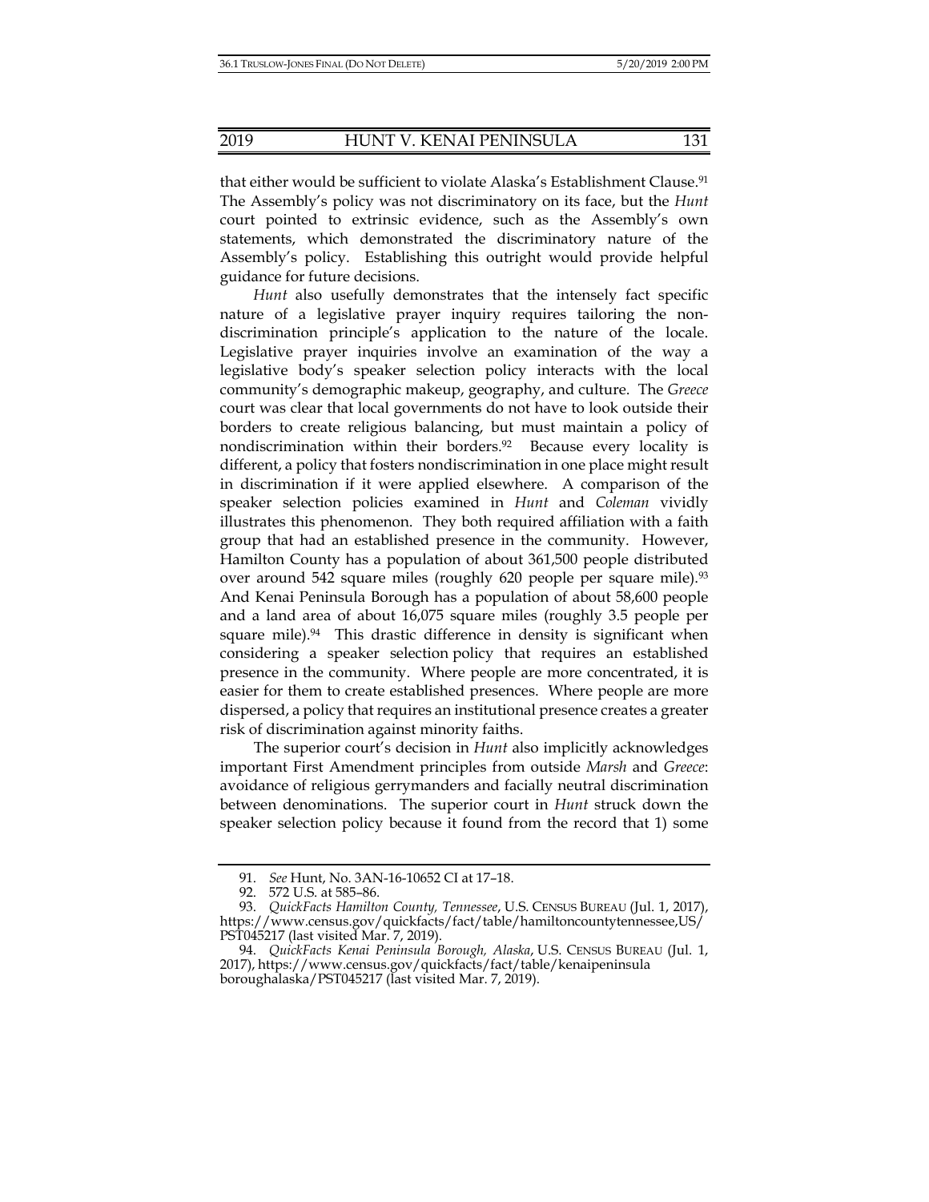that either would be sufficient to violate Alaska's Establishment Clause.[91] The Assembly's policy was not discriminatory on its face, but the *Hunt* court pointed to extrinsic evidence, such as the Assembly's own statements, which demonstrated the discriminatory nature of the Assembly's policy. Establishing this outright would provide helpful guidance for future decisions.

*Hunt* also usefully demonstrates that the intensely fact specific nature of a legislative prayer inquiry requires tailoring the non-discrimination principle's application to the nature of the locale. Legislative prayer inquiries involve an examination of the way a legislative body's speaker selection policy interacts with the local community's demographic makeup, geography, and culture. The *Greece* court was clear that local governments do not have to look outside their borders to create religious balancing, but must maintain a policy of nondiscrimination within their borders.[92] Because every locality is different, a policy that fosters nondiscrimination in one place might result in discrimination if it were applied elsewhere. A comparison of the speaker selection policies examined in *Hunt* and *Coleman* vividly illustrates this phenomenon. They both required affiliation with a faith group that had an established presence in the community. However, Hamilton County has a population of about 361,500 people distributed over around 542 square miles (roughly 620 people per square mile).[93] And Kenai Peninsula Borough has a population of about 58,600 people and a land area of about 16,075 square miles (roughly 3.5 people per square mile).[94] This drastic difference in density is significant when considering a speaker selection policy that requires an established presence in the community. Where people are more concentrated, it is easier for them to create established presences. Where people are more dispersed, a policy that requires an institutional presence creates a greater risk of discrimination against minority faiths.

The superior court's decision in *Hunt* also implicitly acknowledges important First Amendment principles from outside *Marsh* and *Greece*: avoidance of religious gerrymanders and facially neutral discrimination between denominations. The superior court in *Hunt* struck down the speaker selection policy because it found from the record that 1) some

---

91. *See* Hunt, No. 3AN-16-10652 CI at 17–18.

92. 572 U.S. at 585–86.

93. *QuickFacts Hamilton County, Tennessee*, U.S. CENSUS BUREAU (Jul. 1, 2017), https://www.census.gov/quickfacts/fact/table/hamiltoncountytennessee,US/PST045217 (last visited Mar. 7, 2019).

94. *QuickFacts Kenai Peninsula Borough, Alaska*, U.S. CENSUS BUREAU (Jul. 1, 2017), https://www.census.gov/quickfacts/fact/table/kenaipeninsulaboroughalaska/PST045217 (last visited Mar. 7, 2019).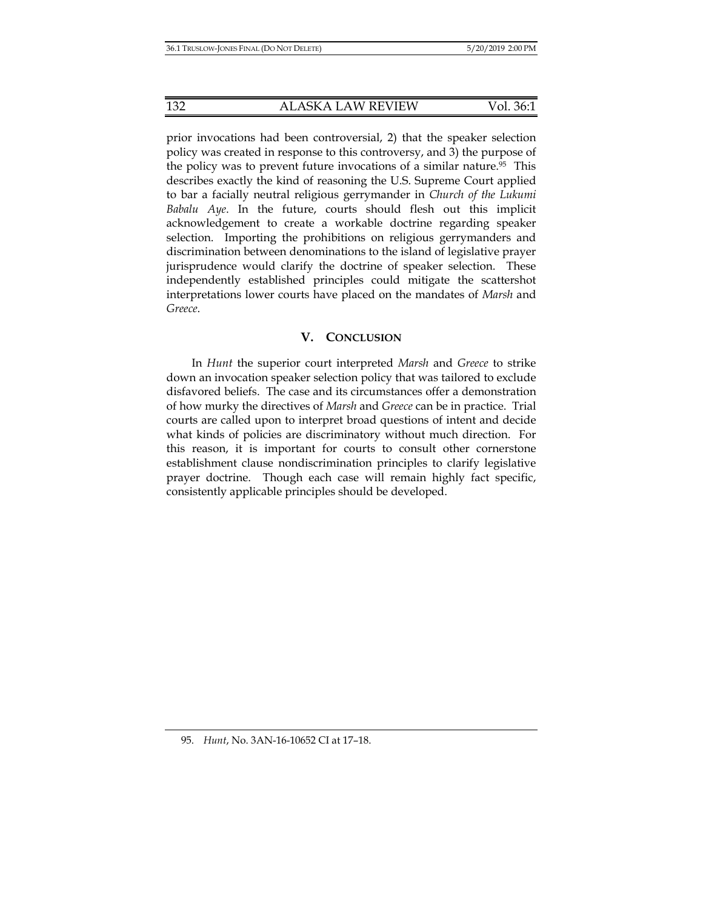prior invocations had been controversial, 2) that the speaker selection policy was created in response to this controversy, and 3) the purpose of the policy was to prevent future invocations of a similar nature.[95] This describes exactly the kind of reasoning the U.S. Supreme Court applied to bar a facially neutral religious gerrymander in *Church of the Lukumi Babalu Aye*. In the future, courts should flesh out this implicit acknowledgement to create a workable doctrine regarding speaker selection. Importing the prohibitions on religious gerrymanders and discrimination between denominations to the island of legislative prayer jurisprudence would clarify the doctrine of speaker selection. These independently established principles could mitigate the scattershot interpretations lower courts have placed on the mandates of *Marsh* and *Greece*.

## V. CONCLUSION

In *Hunt* the superior court interpreted *Marsh* and *Greece* to strike down an invocation speaker selection policy that was tailored to exclude disfavored beliefs. The case and its circumstances offer a demonstration of how murky the directives of *Marsh* and *Greece* can be in practice. Trial courts are called upon to interpret broad questions of intent and decide what kinds of policies are discriminatory without much direction. For this reason, it is important for courts to consult other cornerstone establishment clause nondiscrimination principles to clarify legislative prayer doctrine. Though each case will remain highly fact specific, consistently applicable principles should be developed.

95. *Hunt*, No. 3AN-16-10652 CI at 17–18.